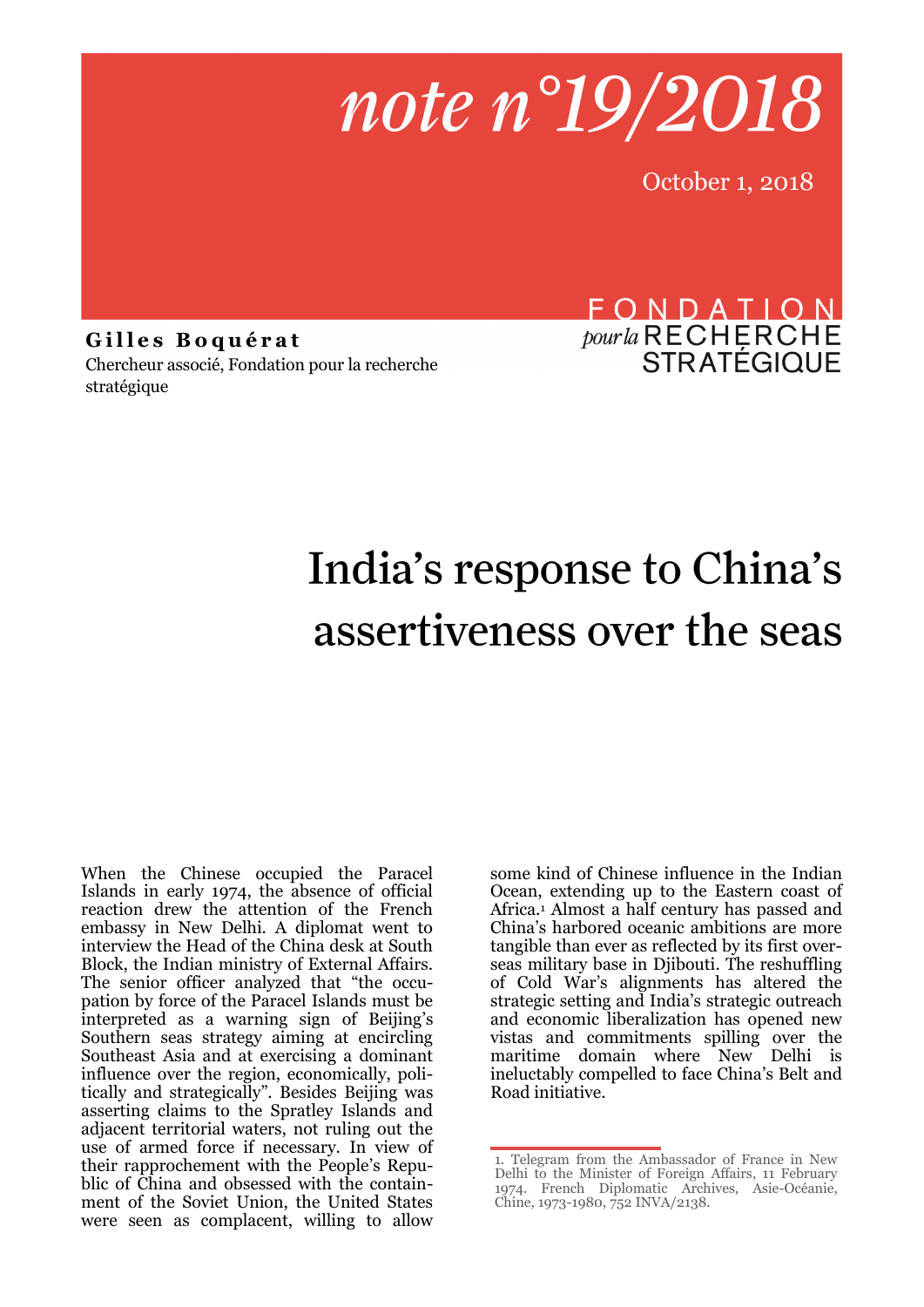*note n°19/2018*

October 1, 2018

**Gilles Boquérat**

Chercheur associé, Fondation pour la recherche stratégique

FONDATION *pour la* RECHERCHE STRATÉGIQUE

# India's response to China's assertiveness over the seas

When the Chinese occupied the Paracel Islands in early 1974, the absence of official reaction drew the attention of the French embassy in New Delhi. A diplomat went to interview the Head of the China desk at South Block, the Indian ministry of External Affairs. The senior officer analyzed that "the occupation by force of the Paracel Islands must be interpreted as a warning sign of Beijing's Southern seas strategy aiming at encircling Southeast Asia and at exercising a dominant influence over the region, economically, politically and strategically". Besides Beijing was asserting claims to the Spratley Islands and adjacent territorial waters, not ruling out the use of armed force if necessary. In view of their rapprochement with the People's Republic of China and obsessed with the containment of the Soviet Union, the United States were seen as complacent, willing to allow some kind of Chinese influence in the Indian Ocean, extending up to the Eastern coast of Africa.[1] Almost a half century has passed and China's harbored oceanic ambitions are more tangible than ever as reflected by its first overseas military base in Djibouti. The reshuffling of Cold War's alignments has altered the strategic setting and India's strategic outreach and economic liberalization has opened new vistas and commitments spilling over the maritime domain where New Delhi is ineluctably compelled to face China's Belt and Road initiative.

1. Telegram from the Ambassador of France in New Delhi to the Minister of Foreign Affairs, 11 February 1974. French Diplomatic Archives, Asie-Océanie, Chine, 1973-1980, 752 INVA/2138.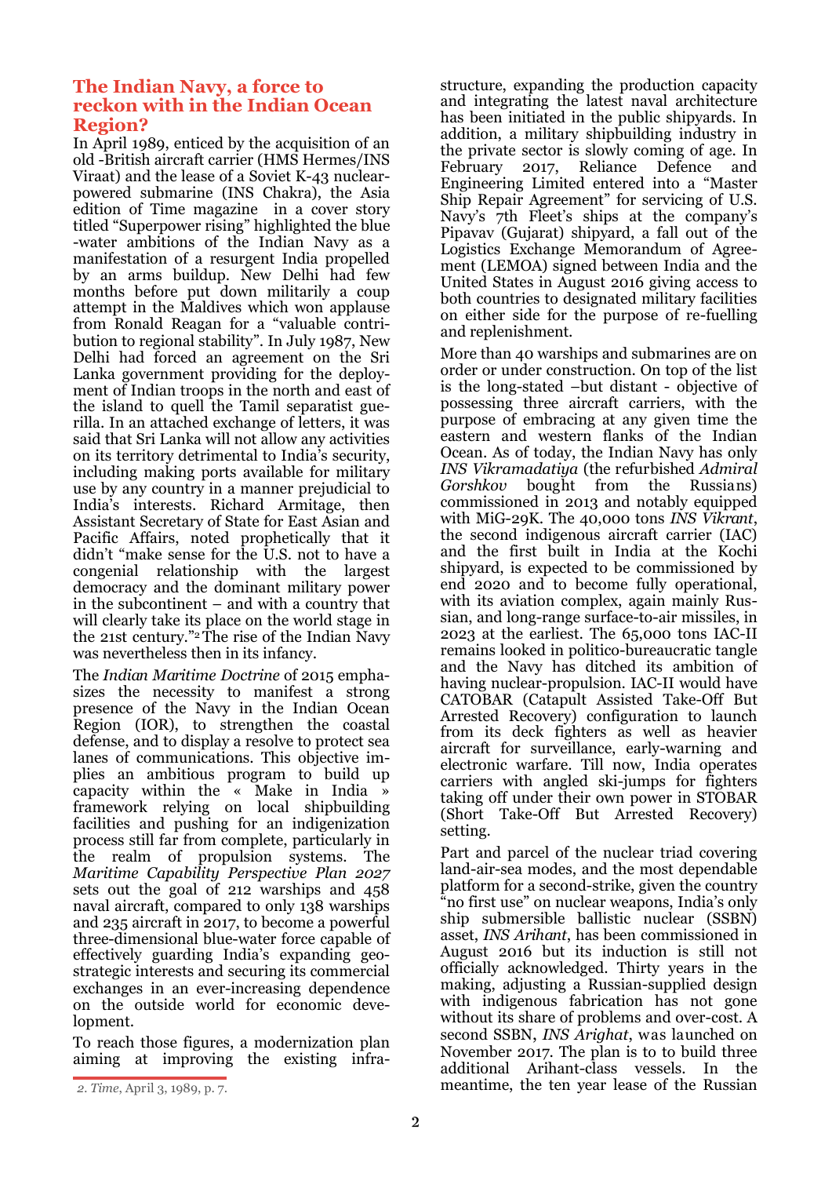## The Indian Navy, a force to reckon with in the Indian Ocean Region?

In April 1989, enticed by the acquisition of an old -British aircraft carrier (HMS Hermes/INS Viraat) and the lease of a Soviet K-43 nuclear-powered submarine (INS Chakra), the Asia edition of Time magazine in a cover story titled "Superpower rising" highlighted the blue -water ambitions of the Indian Navy as a manifestation of a resurgent India propelled by an arms buildup. New Delhi had few months before put down militarily a coup attempt in the Maldives which won applause from Ronald Reagan for a "valuable contribution to regional stability". In July 1987, New Delhi had forced an agreement on the Sri Lanka government providing for the deployment of Indian troops in the north and east of the island to quell the Tamil separatist guerilla. In an attached exchange of letters, it was said that Sri Lanka will not allow any activities on its territory detrimental to India's security, including making ports available for military use by any country in a manner prejudicial to India's interests. Richard Armitage, then Assistant Secretary of State for East Asian and Pacific Affairs, noted prophetically that it didn't "make sense for the U.S. not to have a congenial relationship with the largest democracy and the dominant military power in the subcontinent – and with a country that will clearly take its place on the world stage in the 21st century."[2] The rise of the Indian Navy was nevertheless then in its infancy.

The *Indian Maritime Doctrine* of 2015 emphasizes the necessity to manifest a strong presence of the Navy in the Indian Ocean Region (IOR), to strengthen the coastal defense, and to display a resolve to protect sea lanes of communications. This objective implies an ambitious program to build up capacity within the « Make in India » framework relying on local shipbuilding facilities and pushing for an indigenization process still far from complete, particularly in the realm of propulsion systems. The *Maritime Capability Perspective Plan 2027* sets out the goal of 212 warships and 458 naval aircraft, compared to only 138 warships and 235 aircraft in 2017, to become a powerful three-dimensional blue-water force capable of effectively guarding India's expanding geostrategic interests and securing its commercial exchanges in an ever-increasing dependence on the outside world for economic development.

To reach those figures, a modernization plan aiming at improving the existing infrastructure, expanding the production capacity and integrating the latest naval architecture has been initiated in the public shipyards. In addition, a military shipbuilding industry in the private sector is slowly coming of age. In February 2017, Reliance Defence and Engineering Limited entered into a "Master Ship Repair Agreement" for servicing of U.S. Navy's 7th Fleet's ships at the company's Pipavav (Gujarat) shipyard, a fall out of the Logistics Exchange Memorandum of Agreement (LEMOA) signed between India and the United States in August 2016 giving access to both countries to designated military facilities on either side for the purpose of re-fuelling and replenishment.

More than 40 warships and submarines are on order or under construction. On top of the list is the long-stated –but distant - objective of possessing three aircraft carriers, with the purpose of embracing at any given time the eastern and western flanks of the Indian Ocean. As of today, the Indian Navy has only *INS Vikramadatiya* (the refurbished *Admiral Gorshkov* bought from the Russians) commissioned in 2013 and notably equipped with MiG-29K. The 40,000 tons *INS Vikrant*, the second indigenous aircraft carrier (IAC) and the first built in India at the Kochi shipyard, is expected to be commissioned by end 2020 and to become fully operational, with its aviation complex, again mainly Russian, and long-range surface-to-air missiles, in 2023 at the earliest. The 65,000 tons IAC-II remains looked in politico-bureaucratic tangle and the Navy has ditched its ambition of having nuclear-propulsion. IAC-II would have CATOBAR (Catapult Assisted Take-Off But Arrested Recovery) configuration to launch from its deck fighters as well as heavier aircraft for surveillance, early-warning and electronic warfare. Till now, India operates carriers with angled ski-jumps for fighters taking off under their own power in STOBAR (Short Take-Off But Arrested Recovery) setting.

Part and parcel of the nuclear triad covering land-air-sea modes, and the most dependable platform for a second-strike, given the country "no first use" on nuclear weapons, India's only ship submersible ballistic nuclear (SSBN) asset, *INS Arihant*, has been commissioned in August 2016 but its induction is still not officially acknowledged. Thirty years in the making, adjusting a Russian-supplied design with indigenous fabrication has not gone without its share of problems and over-cost. A second SSBN, *INS Arighat*, was launched on November 2017. The plan is to to build three additional Arihant-class vessels. In the meantime, the ten year lease of the Russian

2. *Time*, April 3, 1989, p. 7.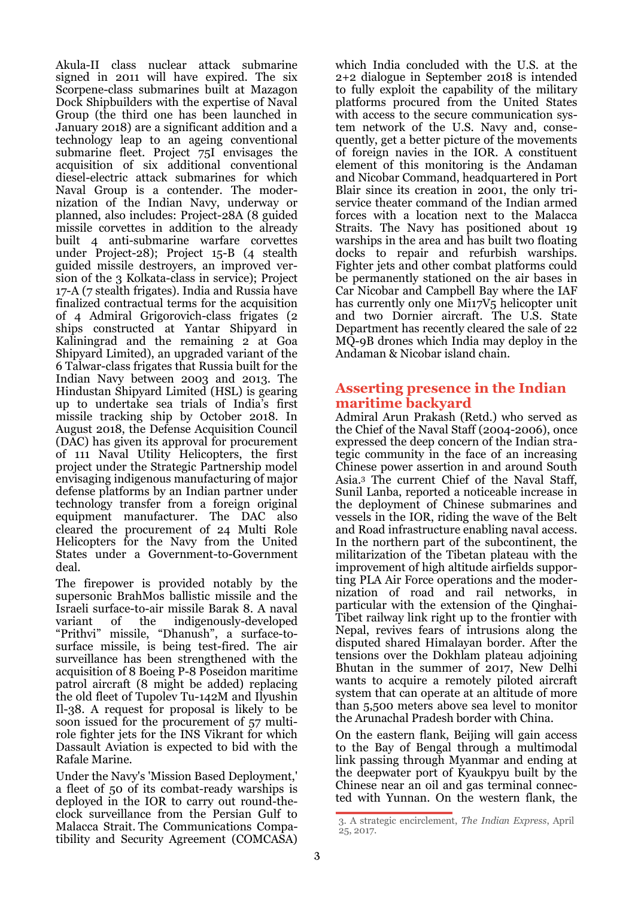Akula-II class nuclear attack submarine signed in 2011 will have expired. The six Scorpene-class submarines built at Mazagon Dock Shipbuilders with the expertise of Naval Group (the third one has been launched in January 2018) are a significant addition and a technology leap to an ageing conventional submarine fleet. Project 75I envisages the acquisition of six additional conventional diesel-electric attack submarines for which Naval Group is a contender. The modernization of the Indian Navy, underway or planned, also includes: Project-28A (8 guided missile corvettes in addition to the already built 4 anti-submarine warfare corvettes under Project-28); Project 15-B (4 stealth guided missile destroyers, an improved version of the 3 Kolkata-class in service); Project 17-A (7 stealth frigates). India and Russia have finalized contractual terms for the acquisition of 4 Admiral Grigorovich-class frigates (2 ships constructed at Yantar Shipyard in Kaliningrad and the remaining 2 at Goa Shipyard Limited), an upgraded variant of the 6 Talwar-class frigates that Russia built for the Indian Navy between 2003 and 2013. The Hindustan Shipyard Limited (HSL) is gearing up to undertake sea trials of India's first missile tracking ship by October 2018. In August 2018, the Defense Acquisition Council (DAC) has given its approval for procurement of 111 Naval Utility Helicopters, the first project under the Strategic Partnership model envisaging indigenous manufacturing of major defense platforms by an Indian partner under technology transfer from a foreign original equipment manufacturer. The DAC also cleared the procurement of 24 Multi Role Helicopters for the Navy from the United States under a Government-to-Government deal.

The firepower is provided notably by the supersonic BrahMos ballistic missile and the Israeli surface-to-air missile Barak 8. A naval variant of the indigenously-developed "Prithvi" missile, "Dhanush", a surface-to-surface missile, is being test-fired. The air surveillance has been strengthened with the acquisition of 8 Boeing P-8 Poseidon maritime patrol aircraft (8 might be added) replacing the old fleet of Tupolev Tu-142M and Ilyushin Il-38. A request for proposal is likely to be soon issued for the procurement of 57 multi-role fighter jets for the INS Vikrant for which Dassault Aviation is expected to bid with the Rafale Marine.

Under the Navy's 'Mission Based Deployment,' a fleet of 50 of its combat-ready warships is deployed in the IOR to carry out round-the-clock surveillance from the Persian Gulf to Malacca Strait. The Communications Compatibility and Security Agreement (COMCASA) which India concluded with the U.S. at the 2+2 dialogue in September 2018 is intended to fully exploit the capability of the military platforms procured from the United States with access to the secure communication system network of the U.S. Navy and, consequently, get a better picture of the movements of foreign navies in the IOR. A constituent element of this monitoring is the Andaman and Nicobar Command, headquartered in Port Blair since its creation in 2001, the only tri-service theater command of the Indian armed forces with a location next to the Malacca Straits. The Navy has positioned about 19 warships in the area and has built two floating docks to repair and refurbish warships. Fighter jets and other combat platforms could be permanently stationed on the air bases in Car Nicobar and Campbell Bay where the IAF has currently only one Mi17V5 helicopter unit and two Dornier aircraft. The U.S. State Department has recently cleared the sale of 22 MQ-9B drones which India may deploy in the Andaman & Nicobar island chain.

## Asserting presence in the Indian maritime backyard

Admiral Arun Prakash (Retd.) who served as the Chief of the Naval Staff (2004-2006), once expressed the deep concern of the Indian strategic community in the face of an increasing Chinese power assertion in and around South Asia.[3] The current Chief of the Naval Staff, Sunil Lanba, reported a noticeable increase in the deployment of Chinese submarines and vessels in the IOR, riding the wave of the Belt and Road infrastructure enabling naval access. In the northern part of the subcontinent, the militarization of the Tibetan plateau with the improvement of high altitude airfields supporting PLA Air Force operations and the modernization of road and rail networks, in particular with the extension of the Qinghai-Tibet railway link right up to the frontier with Nepal, revives fears of intrusions along the disputed shared Himalayan border. After the tensions over the Dokhlam plateau adjoining Bhutan in the summer of 2017, New Delhi wants to acquire a remotely piloted aircraft system that can operate at an altitude of more than 5,500 meters above sea level to monitor the Arunachal Pradesh border with China.

On the eastern flank, Beijing will gain access to the Bay of Bengal through a multimodal link passing through Myanmar and ending at the deepwater port of Kyaukpyu built by the Chinese near an oil and gas terminal connected with Yunnan. On the western flank, the

3. A strategic encirclement, *The Indian Express*, April 25, 2017.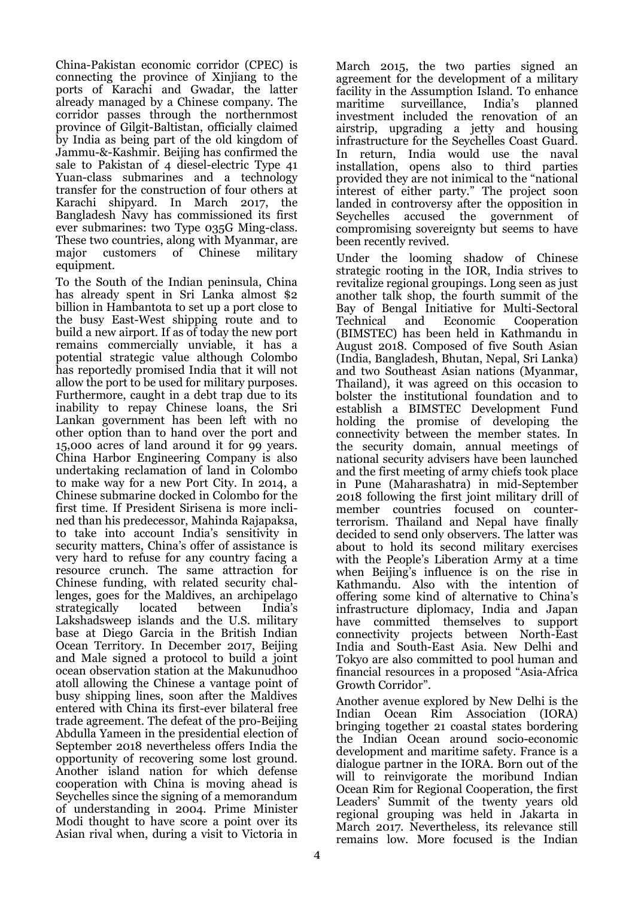China-Pakistan economic corridor (CPEC) is connecting the province of Xinjiang to the ports of Karachi and Gwadar, the latter already managed by a Chinese company. The corridor passes through the northernmost province of Gilgit-Baltistan, officially claimed by India as being part of the old kingdom of Jammu-&-Kashmir. Beijing has confirmed the sale to Pakistan of 4 diesel-electric Type 41 Yuan-class submarines and a technology transfer for the construction of four others at Karachi shipyard. In March 2017, the Bangladesh Navy has commissioned its first ever submarines: two Type 035G Ming-class. These two countries, along with Myanmar, are major customers of Chinese military equipment.

To the South of the Indian peninsula, China has already spent in Sri Lanka almost $2 billion in Hambantota to set up a port close to the busy East-West shipping route and to build a new airport. If as of today the new port remains commercially unviable, it has a potential strategic value although Colombo has reportedly promised India that it will not allow the port to be used for military purposes. Furthermore, caught in a debt trap due to its inability to repay Chinese loans, the Sri Lankan government has been left with no other option than to hand over the port and 15,000 acres of land around it for 99 years. China Harbor Engineering Company is also undertaking reclamation of land in Colombo to make way for a new Port City. In 2014, a Chinese submarine docked in Colombo for the first time. If President Sirisena is more inclined than his predecessor, Mahinda Rajapaksa, to take into account India's sensitivity in security matters, China's offer of assistance is very hard to refuse for any country facing a resource crunch. The same attraction for Chinese funding, with related security challenges, goes for the Maldives, an archipelago strategically located between India's Lakshadsweep islands and the U.S. military base at Diego Garcia in the British Indian Ocean Territory. In December 2017, Beijing and Male signed a protocol to build a joint ocean observation station at the Makunudhoo atoll allowing the Chinese a vantage point of busy shipping lines, soon after the Maldives entered with China its first-ever bilateral free trade agreement. The defeat of the pro-Beijing Abdulla Yameen in the presidential election of September 2018 nevertheless offers India the opportunity of recovering some lost ground. Another island nation for which defense cooperation with China is moving ahead is Seychelles since the signing of a memorandum of understanding in 2004. Prime Minister Modi thought to have score a point over its Asian rival when, during a visit to Victoria in March 2015, the two parties signed an agreement for the development of a military facility in the Assumption Island. To enhance maritime surveillance, India's planned investment included the renovation of an airstrip, upgrading a jetty and housing infrastructure for the Seychelles Coast Guard. In return, India would use the naval installation, opens also to third parties provided they are not inimical to the "national interest of either party." The project soon landed in controversy after the opposition in Seychelles accused the government of compromising sovereignty but seems to have been recently revived.

Under the looming shadow of Chinese strategic rooting in the IOR, India strives to revitalize regional groupings. Long seen as just another talk shop, the fourth summit of the Bay of Bengal Initiative for Multi-Sectoral Technical and Economic Cooperation (BIMSTEC) has been held in Kathmandu in August 2018. Composed of five South Asian (India, Bangladesh, Bhutan, Nepal, Sri Lanka) and two Southeast Asian nations (Myanmar, Thailand), it was agreed on this occasion to bolster the institutional foundation and to establish a BIMSTEC Development Fund holding the promise of developing the connectivity between the member states. In the security domain, annual meetings of national security advisers have been launched and the first meeting of army chiefs took place in Pune (Maharashatra) in mid-September 2018 following the first joint military drill of member countries focused on counter-terrorism. Thailand and Nepal have finally decided to send only observers. The latter was about to hold its second military exercises with the People's Liberation Army at a time when Beijing's influence is on the rise in Kathmandu. Also with the intention of offering some kind of alternative to China's infrastructure diplomacy, India and Japan have committed themselves to support connectivity projects between North-East India and South-East Asia. New Delhi and Tokyo are also committed to pool human and financial resources in a proposed "Asia-Africa Growth Corridor".

Another avenue explored by New Delhi is the Indian Ocean Rim Association (IORA) bringing together 21 coastal states bordering the Indian Ocean around socio-economic development and maritime safety. France is a dialogue partner in the IORA. Born out of the will to reinvigorate the moribund Indian Ocean Rim for Regional Cooperation, the first Leaders' Summit of the twenty years old regional grouping was held in Jakarta in March 2017. Nevertheless, its relevance still remains low. More focused is the Indian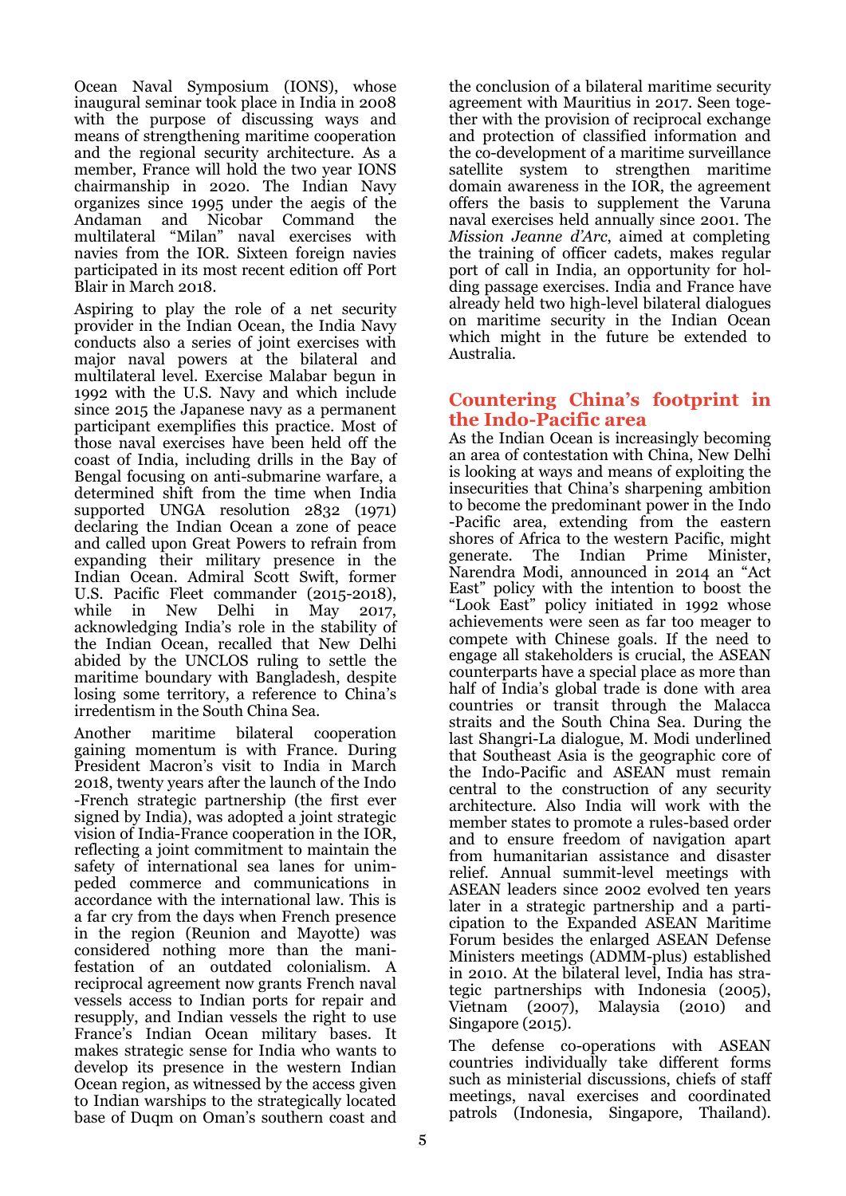Ocean Naval Symposium (IONS), whose inaugural seminar took place in India in 2008 with the purpose of discussing ways and means of strengthening maritime cooperation and the regional security architecture. As a member, France will hold the two year IONS chairmanship in 2020. The Indian Navy organizes since 1995 under the aegis of the Andaman and Nicobar Command the multilateral "Milan" naval exercises with navies from the IOR. Sixteen foreign navies participated in its most recent edition off Port Blair in March 2018.

Aspiring to play the role of a net security provider in the Indian Ocean, the India Navy conducts also a series of joint exercises with major naval powers at the bilateral and multilateral level. Exercise Malabar begun in 1992 with the U.S. Navy and which include since 2015 the Japanese navy as a permanent participant exemplifies this practice. Most of those naval exercises have been held off the coast of India, including drills in the Bay of Bengal focusing on anti-submarine warfare, a determined shift from the time when India supported UNGA resolution 2832 (1971) declaring the Indian Ocean a zone of peace and called upon Great Powers to refrain from expanding their military presence in the Indian Ocean. Admiral Scott Swift, former U.S. Pacific Fleet commander (2015-2018), while in New Delhi in May 2017, acknowledging India's role in the stability of the Indian Ocean, recalled that New Delhi abided by the UNCLOS ruling to settle the maritime boundary with Bangladesh, despite losing some territory, a reference to China's irredentism in the South China Sea.

Another maritime bilateral cooperation gaining momentum is with France. During President Macron's visit to India in March 2018, twenty years after the launch of the Indo-French strategic partnership (the first ever signed by India), was adopted a joint strategic vision of India-France cooperation in the IOR, reflecting a joint commitment to maintain the safety of international sea lanes for unimpeded commerce and communications in accordance with the international law. This is a far cry from the days when French presence in the region (Reunion and Mayotte) was considered nothing more than the manifestation of an outdated colonialism. A reciprocal agreement now grants French naval vessels access to Indian ports for repair and resupply, and Indian vessels the right to use France's Indian Ocean military bases. It makes strategic sense for India who wants to develop its presence in the western Indian Ocean region, as witnessed by the access given to Indian warships to the strategically located base of Duqm on Oman's southern coast and the conclusion of a bilateral maritime security agreement with Mauritius in 2017. Seen together with the provision of reciprocal exchange and protection of classified information and the co-development of a maritime surveillance satellite system to strengthen maritime domain awareness in the IOR, the agreement offers the basis to supplement the Varuna naval exercises held annually since 2001. The *Mission Jeanne d'Arc*, aimed at completing the training of officer cadets, makes regular port of call in India, an opportunity for holding passage exercises. India and France have already held two high-level bilateral dialogues on maritime security in the Indian Ocean which might in the future be extended to Australia.

## Countering China's footprint in the Indo-Pacific area

As the Indian Ocean is increasingly becoming an area of contestation with China, New Delhi is looking at ways and means of exploiting the insecurities that China's sharpening ambition to become the predominant power in the Indo-Pacific area, extending from the eastern shores of Africa to the western Pacific, might generate. The Indian Prime Minister, Narendra Modi, announced in 2014 an "Act East" policy with the intention to boost the "Look East" policy initiated in 1992 whose achievements were seen as far too meager to compete with Chinese goals. If the need to engage all stakeholders is crucial, the ASEAN counterparts have a special place as more than half of India's global trade is done with area countries or transit through the Malacca straits and the South China Sea. During the last Shangri-La dialogue, M. Modi underlined that Southeast Asia is the geographic core of the Indo-Pacific and ASEAN must remain central to the construction of any security architecture. Also India will work with the member states to promote a rules-based order and to ensure freedom of navigation apart from humanitarian assistance and disaster relief. Annual summit-level meetings with ASEAN leaders since 2002 evolved ten years later in a strategic partnership and a participation to the Expanded ASEAN Maritime Forum besides the enlarged ASEAN Defense Ministers meetings (ADMM-plus) established in 2010. At the bilateral level, India has strategic partnerships with Indonesia (2005), Vietnam (2007), Malaysia (2010) and Singapore (2015).

The defense co-operations with ASEAN countries individually take different forms such as ministerial discussions, chiefs of staff meetings, naval exercises and coordinated patrols (Indonesia, Singapore, Thailand).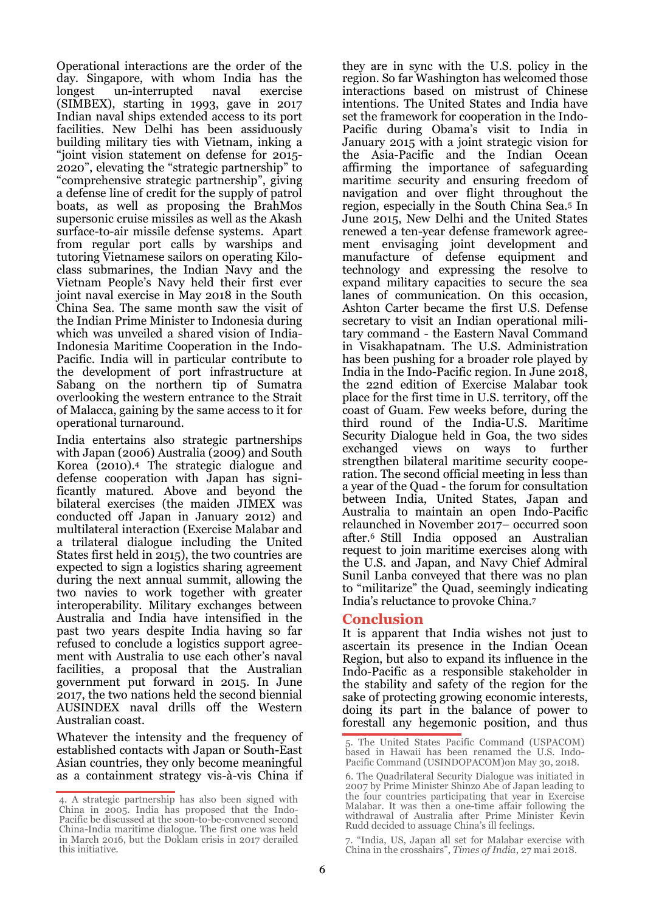Operational interactions are the order of the day. Singapore, with whom India has the longest un-interrupted naval exercise (SIMBEX), starting in 1993, gave in 2017 Indian naval ships extended access to its port facilities. New Delhi has been assiduously building military ties with Vietnam, inking a "joint vision statement on defense for 2015-2020", elevating the "strategic partnership" to "comprehensive strategic partnership", giving a defense line of credit for the supply of patrol boats, as well as proposing the BrahMos supersonic cruise missiles as well as the Akash surface-to-air missile defense systems. Apart from regular port calls by warships and tutoring Vietnamese sailors on operating Kilo-class submarines, the Indian Navy and the Vietnam People's Navy held their first ever joint naval exercise in May 2018 in the South China Sea. The same month saw the visit of the Indian Prime Minister to Indonesia during which was unveiled a shared vision of India-Indonesia Maritime Cooperation in the Indo-Pacific. India will in particular contribute to the development of port infrastructure at Sabang on the northern tip of Sumatra overlooking the western entrance to the Strait of Malacca, gaining by the same access to it for operational turnaround.

India entertains also strategic partnerships with Japan (2006) Australia (2009) and South Korea (2010).[4] The strategic dialogue and defense cooperation with Japan has significantly matured. Above and beyond the bilateral exercises (the maiden JIMEX was conducted off Japan in January 2012) and multilateral interaction (Exercise Malabar and a trilateral dialogue including the United States first held in 2015), the two countries are expected to sign a logistics sharing agreement during the next annual summit, allowing the two navies to work together with greater interoperability. Military exchanges between Australia and India have intensified in the past two years despite India having so far refused to conclude a logistics support agreement with Australia to use each other's naval facilities, a proposal that the Australian government put forward in 2015. In June 2017, the two nations held the second biennial AUSINDEX naval drills off the Western Australian coast.

Whatever the intensity and the frequency of established contacts with Japan or South-East Asian countries, they only become meaningful as a containment strategy vis-à-vis China if they are in sync with the U.S. policy in the region. So far Washington has welcomed those interactions based on mistrust of Chinese intentions. The United States and India have set the framework for cooperation in the Indo-Pacific during Obama's visit to India in January 2015 with a joint strategic vision for the Asia-Pacific and the Indian Ocean affirming the importance of safeguarding maritime security and ensuring freedom of navigation and over flight throughout the region, especially in the South China Sea.[5] In June 2015, New Delhi and the United States renewed a ten-year defense framework agreement envisaging joint development and manufacture of defense equipment and technology and expressing the resolve to expand military capacities to secure the sea lanes of communication. On this occasion, Ashton Carter became the first U.S. Defense secretary to visit an Indian operational military command - the Eastern Naval Command in Visakhapatnam. The U.S. Administration has been pushing for a broader role played by India in the Indo-Pacific region. In June 2018, the 22nd edition of Exercise Malabar took place for the first time in U.S. territory, off the coast of Guam. Few weeks before, during the third round of the India-U.S. Maritime Security Dialogue held in Goa, the two sides exchanged views on ways to further strengthen bilateral maritime security cooperation. The second official meeting in less than a year of the Quad - the forum for consultation between India, United States, Japan and Australia to maintain an open Indo-Pacific relaunched in November 2017– occurred soon after.[6] Still India opposed an Australian request to join maritime exercises along with the U.S. and Japan, and Navy Chief Admiral Sunil Lanba conveyed that there was no plan to "militarize" the Quad, seemingly indicating India's reluctance to provoke China.[7]

## Conclusion

It is apparent that India wishes not just to ascertain its presence in the Indian Ocean Region, but also to expand its influence in the Indo-Pacific as a responsible stakeholder in the stability and safety of the region for the sake of protecting growing economic interests, doing its part in the balance of power to forestall any hegemonic position, and thus

---

4. A strategic partnership has also been signed with China in 2005. India has proposed that the Indo-Pacific be discussed at the soon-to-be-convened second China-India maritime dialogue. The first one was held in March 2016, but the Doklam crisis in 2017 derailed this initiative.

5. The United States Pacific Command (USPACOM) based in Hawaii has been renamed the U.S. Indo-Pacific Command (USINDOPACOM)on May 30, 2018.

6. The Quadrilateral Security Dialogue was initiated in 2007 by Prime Minister Shinzo Abe of Japan leading to the four countries participating that year in Exercise Malabar. It was then a one-time affair following the withdrawal of Australia after Prime Minister Kevin Rudd decided to assuage China's ill feelings.

7. "India, US, Japan all set for Malabar exercise with China in the crosshairs", *Times of India*, 27 mai 2018.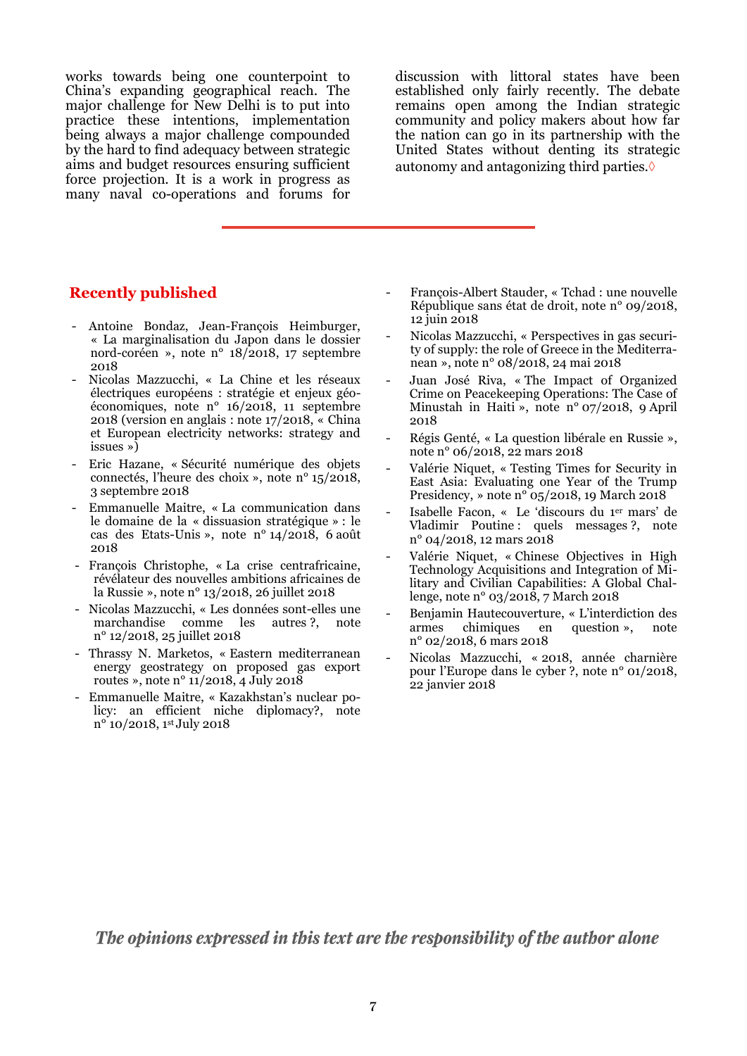works towards being one counterpoint to China's expanding geographical reach. The major challenge for New Delhi is to put into practice these intentions, implementation being always a major challenge compounded by the hard to find adequacy between strategic aims and budget resources ensuring sufficient force projection. It is a work in progress as many naval co-operations and forums for discussion with littoral states have been established only fairly recently. The debate remains open among the Indian strategic community and policy makers about how far the nation can go in its partnership with the United States without denting its strategic autonomy and antagonizing third parties.◊

---

## Recently published

- Antoine Bondaz, Jean-François Heimburger, « La marginalisation du Japon dans le dossier nord-coréen », note n° 18/2018, 17 septembre 2018
- Nicolas Mazzucchi, « La Chine et les réseaux électriques européens : stratégie et enjeux géo-économiques, note n° 16/2018, 11 septembre 2018 (version en anglais : note 17/2018, « China et European electricity networks: strategy and issues »)
- Eric Hazane, « Sécurité numérique des objets connectés, l'heure des choix », note n° 15/2018, 3 septembre 2018
- Emmanuelle Maitre, « La communication dans le domaine de la « dissuasion stratégique » : le cas des Etats-Unis », note n° 14/2018, 6 août 2018
- François Christophe, « La crise centrafricaine, révélateur des nouvelles ambitions africaines de la Russie », note n° 13/2018, 26 juillet 2018
- Nicolas Mazzucchi, « Les données sont-elles une marchandise comme les autres ?, note n° 12/2018, 25 juillet 2018
- Thrassy N. Marketos, « Eastern mediterranean energy geostrategy on proposed gas export routes », note n° 11/2018, 4 July 2018
- Emmanuelle Maitre, « Kazakhstan's nuclear policy: an efficient niche diplomacy?, note n° 10/2018, 1st July 2018
- François-Albert Stauder, « Tchad : une nouvelle République sans état de droit, note n° 09/2018, 12 juin 2018
- Nicolas Mazzucchi, « Perspectives in gas security of supply: the role of Greece in the Mediterranean », note n° 08/2018, 24 mai 2018
- Juan José Riva, « The Impact of Organized Crime on Peacekeeping Operations: The Case of Minustah in Haiti », note n° 07/2018, 9 April 2018
- Régis Genté, « La question libérale en Russie », note n° 06/2018, 22 mars 2018
- Valérie Niquet, « Testing Times for Security in East Asia: Evaluating one Year of the Trump Presidency, » note n° 05/2018, 19 March 2018
- Isabelle Facon, « Le 'discours du 1er mars' de Vladimir Poutine : quels messages ?, note n° 04/2018, 12 mars 2018
- Valérie Niquet, « Chinese Objectives in High Technology Acquisitions and Integration of Military and Civilian Capabilities: A Global Challenge, note n° 03/2018, 7 March 2018
- Benjamin Hautecouverture, « L'interdiction des armes chimiques en question », note n° 02/2018, 6 mars 2018
- Nicolas Mazzucchi, « 2018, année charnière pour l'Europe dans le cyber ?, note n° 01/2018, 22 janvier 2018

*The opinions expressed in this text are the responsibility of the author alone*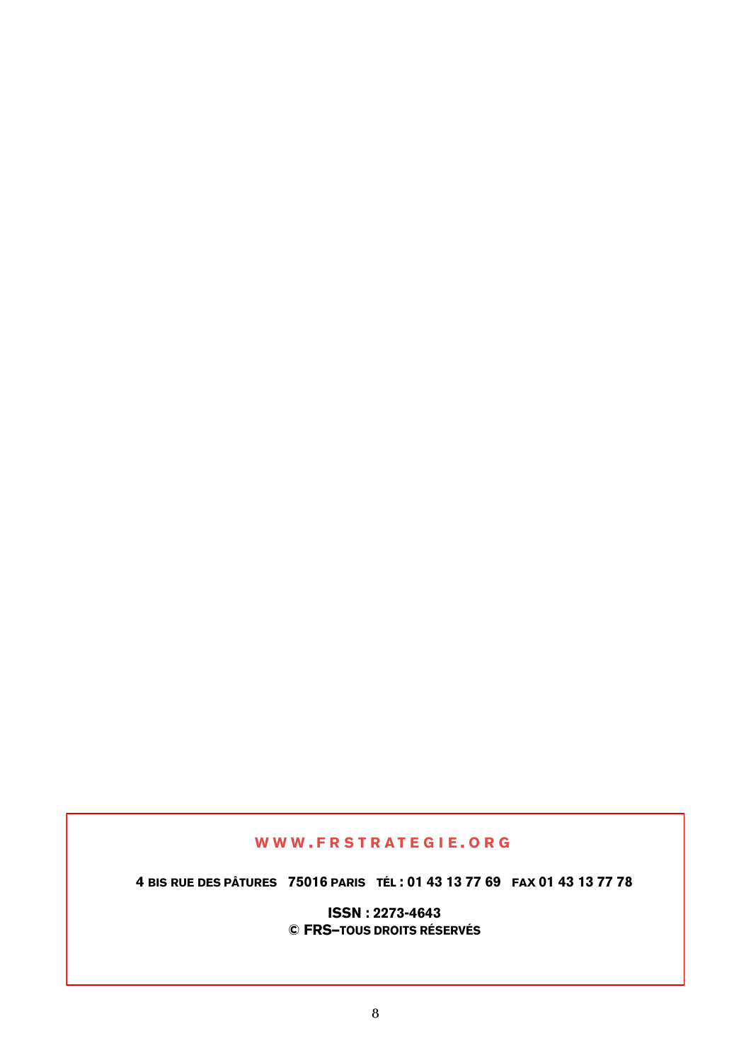**WWW.FRSTRATEGIE.ORG**

**4 BIS RUE DES PÂTURES 75016 PARIS TÉL : 01 43 13 77 69 FAX 01 43 13 77 78**

**ISSN : 2273-4643**
**© FRS–TOUS DROITS RÉSERVÉS**